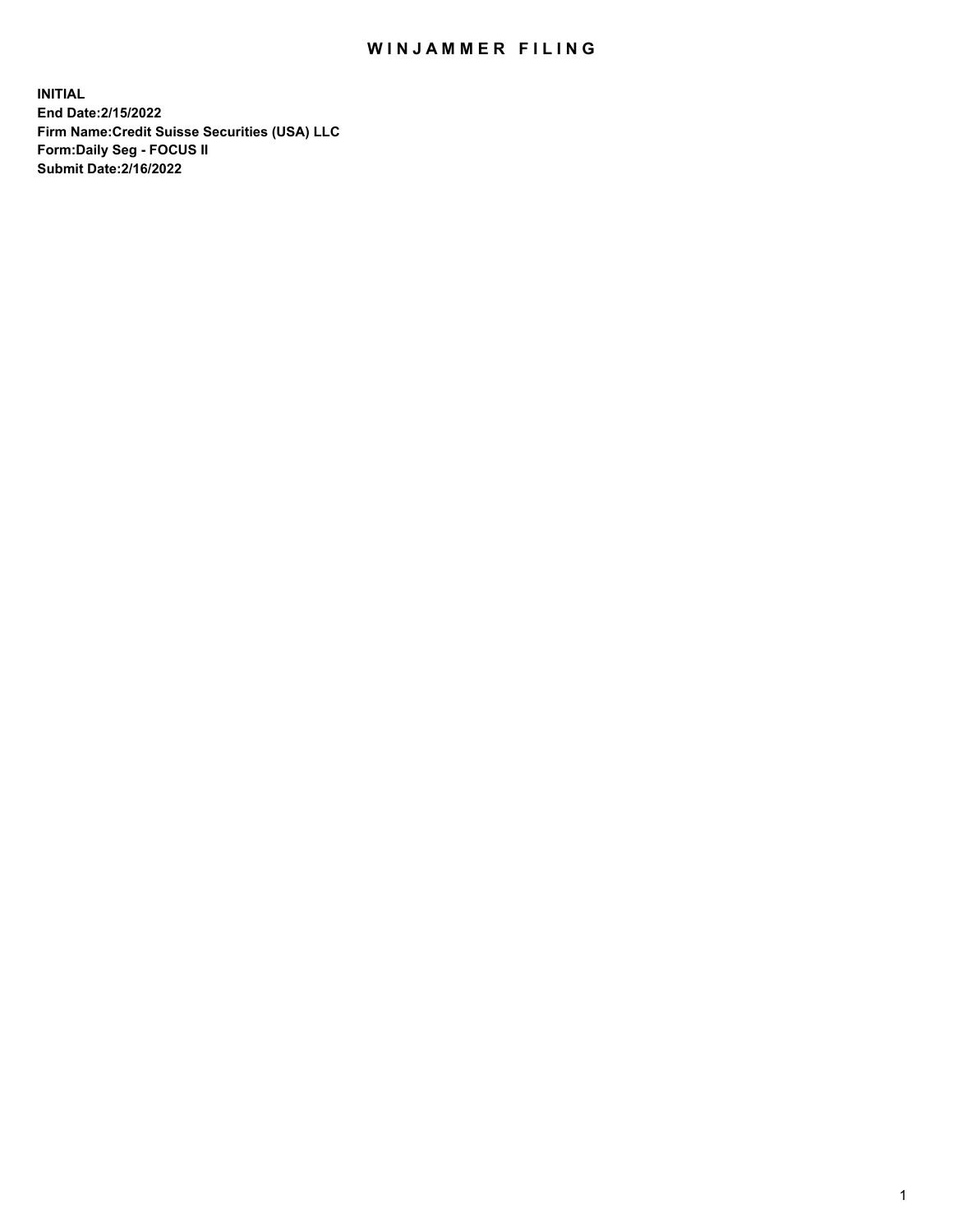# WINJAMMER FILING

**INITIAL**
**End Date:2/15/2022**
**Firm Name:Credit Suisse Securities (USA) LLC**
**Form:Daily Seg - FOCUS II**
**Submit Date:2/16/2022**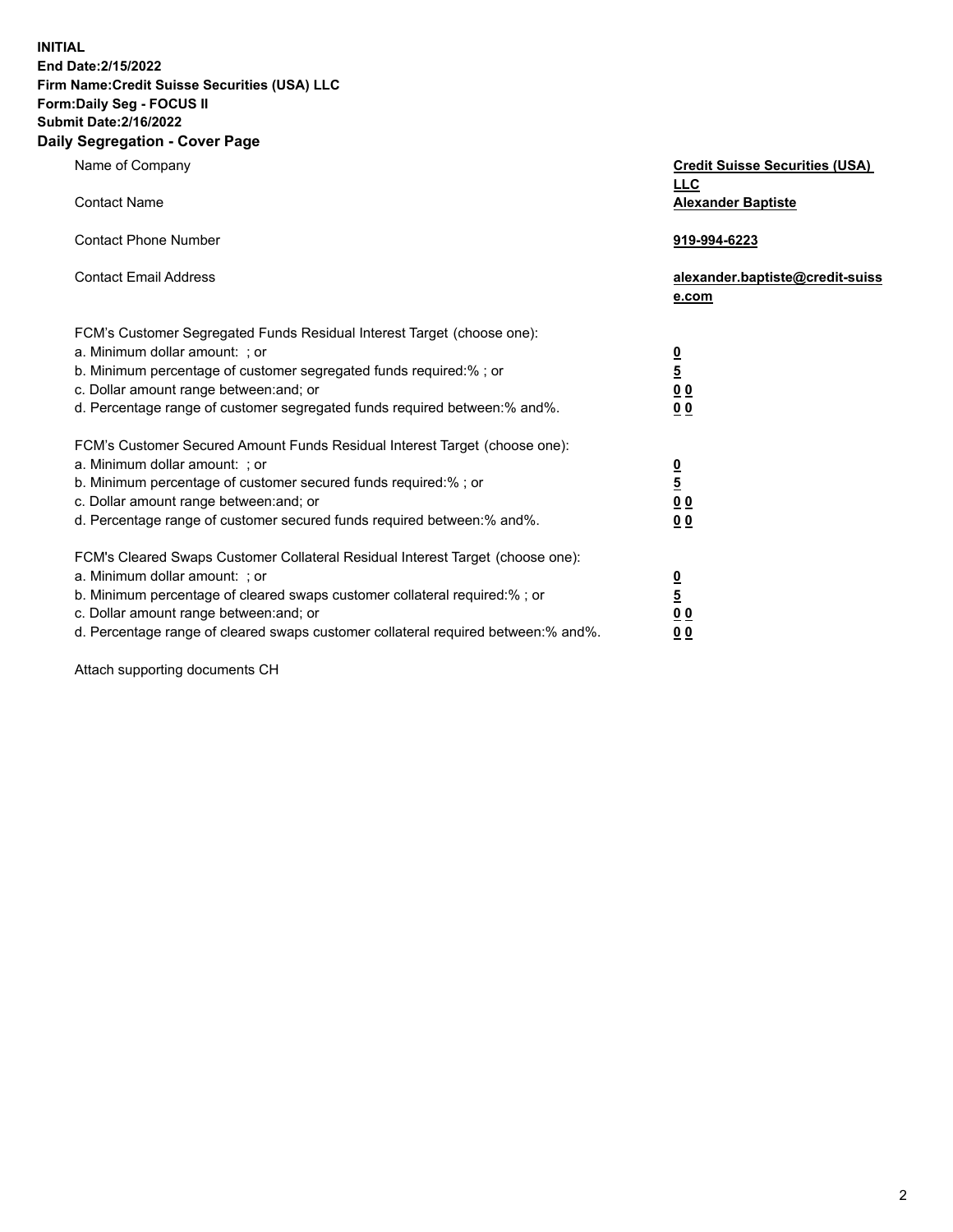**INITIAL**
**End Date:2/15/2022**
**Firm Name:Credit Suisse Securities (USA) LLC**
**Form:Daily Seg - FOCUS II**
**Submit Date:2/16/2022**

## Daily Segregation - Cover Page

| | |
|---|---|
| Name of Company | **Credit Suisse Securities (USA) LLC** |
| Contact Name | **Alexander Baptiste** |
| Contact Phone Number | **919-994-6223** |
| Contact Email Address | **alexander.baptiste@credit-suisse.com** |
| FCM's Customer Segregated Funds Residual Interest Target (choose one): | |
| a. Minimum dollar amount: ; or | **0** |
| b. Minimum percentage of customer segregated funds required:% ; or | **5** |
| c. Dollar amount range between:and; or | **0 0** |
| d. Percentage range of customer segregated funds required between:% and%. | **0 0** |
| FCM's Customer Secured Amount Funds Residual Interest Target (choose one): | |
| a. Minimum dollar amount: ; or | **0** |
| b. Minimum percentage of customer secured funds required:% ; or | **5** |
| c. Dollar amount range between:and; or | **0 0** |
| d. Percentage range of customer secured funds required between:% and%. | **0 0** |
| FCM's Cleared Swaps Customer Collateral Residual Interest Target (choose one): | |
| a. Minimum dollar amount: ; or | **0** |
| b. Minimum percentage of cleared swaps customer collateral required:% ; or | **5** |
| c. Dollar amount range between:and; or | **0 0** |
| d. Percentage range of cleared swaps customer collateral required between:% and%. | **0 0** |

Attach supporting documents CH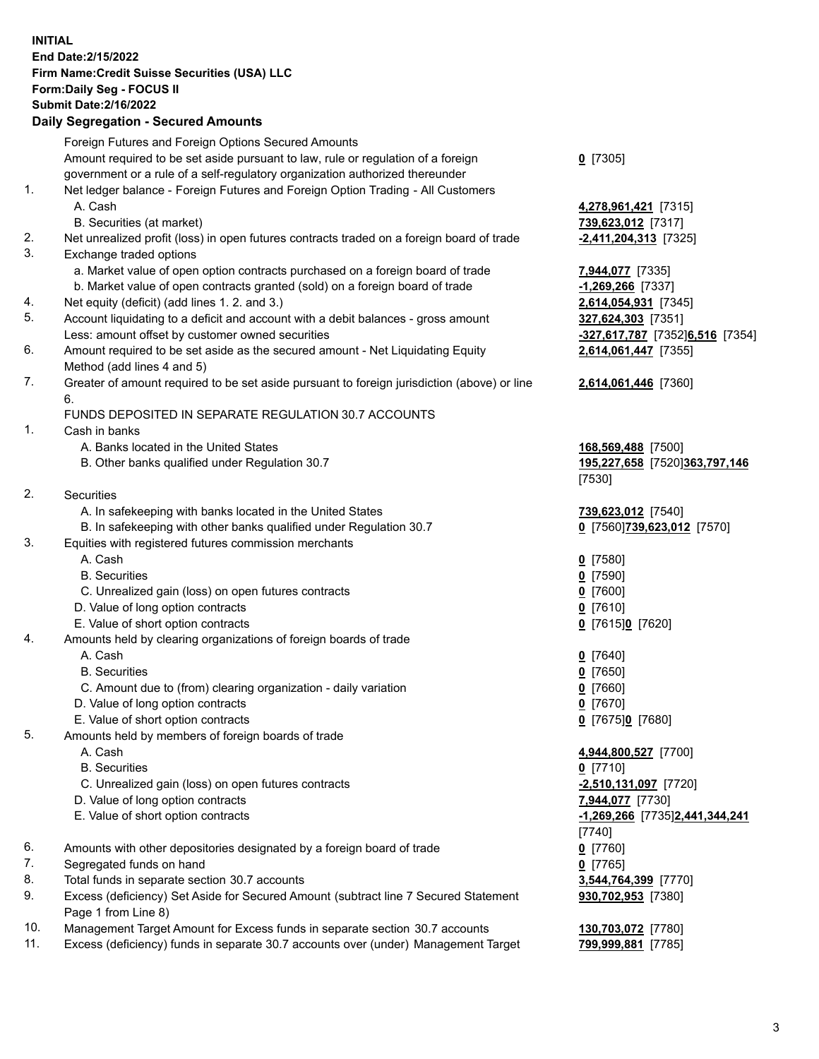**INITIAL**
**End Date:2/15/2022**
**Firm Name:Credit Suisse Securities (USA) LLC**
**Form:Daily Seg - FOCUS II**
**Submit Date:2/16/2022**

## Daily Segregation - Secured Amounts

| | | |
|---|---|---|
| | Foreign Futures and Foreign Options Secured Amounts | |
| | Amount required to be set aside pursuant to law, rule or regulation of a foreign government or a rule of a self-regulatory organization authorized thereunder | **0** [7305] |
| 1. | Net ledger balance - Foreign Futures and Foreign Option Trading - All Customers | |
| | A. Cash | **4,278,961,421** [7315] |
| | B. Securities (at market) | **739,623,012** [7317] |
| 2. | Net unrealized profit (loss) in open futures contracts traded on a foreign board of trade | **-2,411,204,313** [7325] |
| 3. | Exchange traded options | |
| | a. Market value of open option contracts purchased on a foreign board of trade | **7,944,077** [7335] |
| | b. Market value of open contracts granted (sold) on a foreign board of trade | **-1,269,266** [7337] |
| 4. | Net equity (deficit) (add lines 1. 2. and 3.) | **2,614,054,931** [7345] |
| 5. | Account liquidating to a deficit and account with a debit balances - gross amount | **327,624,303** [7351] |
| | Less: amount offset by customer owned securities | **-327,617,787** [7352]**6,516** [7354] |
| 6. | Amount required to be set aside as the secured amount - Net Liquidating Equity Method (add lines 4 and 5) | **2,614,061,447** [7355] |
| 7. | Greater of amount required to be set aside pursuant to foreign jurisdiction (above) or line 6. | **2,614,061,446** [7360] |
| | FUNDS DEPOSITED IN SEPARATE REGULATION 30.7 ACCOUNTS | |
| 1. | Cash in banks | |
| | A. Banks located in the United States | **168,569,488** [7500] |
| | B. Other banks qualified under Regulation 30.7 | **195,227,658** [7520]**363,797,146** [7530] |
| 2. | Securities | |
| | A. In safekeeping with banks located in the United States | **739,623,012** [7540] |
| | B. In safekeeping with other banks qualified under Regulation 30.7 | **0** [7560]**739,623,012** [7570] |
| 3. | Equities with registered futures commission merchants | |
| | A. Cash | **0** [7580] |
| | B. Securities | **0** [7590] |
| | C. Unrealized gain (loss) on open futures contracts | **0** [7600] |
| | D. Value of long option contracts | **0** [7610] |
| | E. Value of short option contracts | **0** [7615]**0** [7620] |
| 4. | Amounts held by clearing organizations of foreign boards of trade | |
| | A. Cash | **0** [7640] |
| | B. Securities | **0** [7650] |
| | C. Amount due to (from) clearing organization - daily variation | **0** [7660] |
| | D. Value of long option contracts | **0** [7670] |
| | E. Value of short option contracts | **0** [7675]**0** [7680] |
| 5. | Amounts held by members of foreign boards of trade | |
| | A. Cash | **4,944,800,527** [7700] |
| | B. Securities | **0** [7710] |
| | C. Unrealized gain (loss) on open futures contracts | **-2,510,131,097** [7720] |
| | D. Value of long option contracts | **7,944,077** [7730] |
| | E. Value of short option contracts | **-1,269,266** [7735]**2,441,344,241** [7740] |
| 6. | Amounts with other depositories designated by a foreign board of trade | **0** [7760] |
| 7. | Segregated funds on hand | **0** [7765] |
| 8. | Total funds in separate section 30.7 accounts | **3,544,764,399** [7770] |
| 9. | Excess (deficiency) Set Aside for Secured Amount (subtract line 7 Secured Statement Page 1 from Line 8) | **930,702,953** [7380] |
| 10. | Management Target Amount for Excess funds in separate section 30.7 accounts | **130,703,072** [7780] |
| 11. | Excess (deficiency) funds in separate 30.7 accounts over (under) Management Target | **799,999,881** [7785] |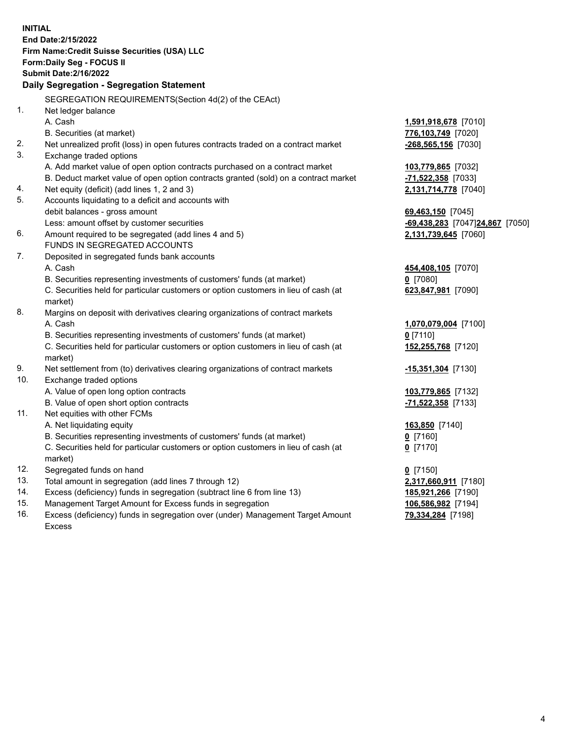**INITIAL**
**End Date:2/15/2022**
**Firm Name:Credit Suisse Securities (USA) LLC**
**Form:Daily Seg - FOCUS II**
**Submit Date:2/16/2022**

**Daily Segregation - Segregation Statement**

| | | |
|---|---|---|
| | SEGREGATION REQUIREMENTS(Section 4d(2) of the CEAct) | |
| 1. | Net ledger balance | |
| | A. Cash | **1,591,918,678** [7010] |
| | B. Securities (at market) | **776,103,749** [7020] |
| 2. | Net unrealized profit (loss) in open futures contracts traded on a contract market | **-268,565,156** [7030] |
| 3. | Exchange traded options | |
| | A. Add market value of open option contracts purchased on a contract market | **103,779,865** [7032] |
| | B. Deduct market value of open option contracts granted (sold) on a contract market | **-71,522,358** [7033] |
| 4. | Net equity (deficit) (add lines 1, 2 and 3) | **2,131,714,778** [7040] |
| 5. | Accounts liquidating to a deficit and accounts with debit balances - gross amount | **69,463,150** [7045] |
| | Less: amount offset by customer securities | **-69,438,283** [7047]**24,867** [7050] |
| 6. | Amount required to be segregated (add lines 4 and 5) | **2,131,739,645** [7060] |
| | FUNDS IN SEGREGATED ACCOUNTS | |
| 7. | Deposited in segregated funds bank accounts | |
| | A. Cash | **454,408,105** [7070] |
| | B. Securities representing investments of customers' funds (at market) | **0** [7080] |
| | C. Securities held for particular customers or option customers in lieu of cash (at market) | **623,847,981** [7090] |
| 8. | Margins on deposit with derivatives clearing organizations of contract markets | |
| | A. Cash | **1,070,079,004** [7100] |
| | B. Securities representing investments of customers' funds (at market) | **0** [7110] |
| | C. Securities held for particular customers or option customers in lieu of cash (at market) | **152,255,768** [7120] |
| 9. | Net settlement from (to) derivatives clearing organizations of contract markets | **-15,351,304** [7130] |
| 10. | Exchange traded options | |
| | A. Value of open long option contracts | **103,779,865** [7132] |
| | B. Value of open short option contracts | **-71,522,358** [7133] |
| 11. | Net equities with other FCMs | |
| | A. Net liquidating equity | **163,850** [7140] |
| | B. Securities representing investments of customers' funds (at market) | **0** [7160] |
| | C. Securities held for particular customers or option customers in lieu of cash (at market) | **0** [7170] |
| 12. | Segregated funds on hand | **0** [7150] |
| 13. | Total amount in segregation (add lines 7 through 12) | **2,317,660,911** [7180] |
| 14. | Excess (deficiency) funds in segregation (subtract line 6 from line 13) | **185,921,266** [7190] |
| 15. | Management Target Amount for Excess funds in segregation | **106,586,982** [7194] |
| 16. | Excess (deficiency) funds in segregation over (under) Management Target Amount Excess | **79,334,284** [7198] |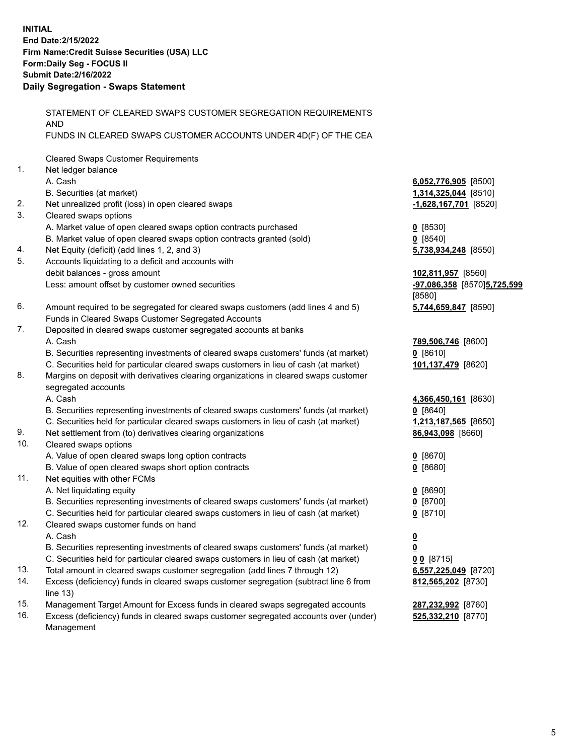**INITIAL**
**End Date:2/15/2022**
**Firm Name:Credit Suisse Securities (USA) LLC**
**Form:Daily Seg - FOCUS II**
**Submit Date:2/16/2022**
**Daily Segregation - Swaps Statement**

STATEMENT OF CLEARED SWAPS CUSTOMER SEGREGATION REQUIREMENTS AND
FUNDS IN CLEARED SWAPS CUSTOMER ACCOUNTS UNDER 4D(F) OF THE CEA

| | | |
|---|---|---|
| | Cleared Swaps Customer Requirements | |
| 1. | Net ledger balance | |
| | A. Cash | **6,052,776,905** [8500] |
| | B. Securities (at market) | **1,314,325,044** [8510] |
| 2. | Net unrealized profit (loss) in open cleared swaps | **-1,628,167,701** [8520] |
| 3. | Cleared swaps options | |
| | A. Market value of open cleared swaps option contracts purchased | **0** [8530] |
| | B. Market value of open cleared swaps option contracts granted (sold) | **0** [8540] |
| 4. | Net Equity (deficit) (add lines 1, 2, and 3) | **5,738,934,248** [8550] |
| 5. | Accounts liquidating to a deficit and accounts with debit balances - gross amount | **102,811,957** [8560] |
| | Less: amount offset by customer owned securities | **-97,086,358** [8570] **5,725,599** [8580] |
| 6. | Amount required to be segregated for cleared swaps customers (add lines 4 and 5) | **5,744,659,847** [8590] |
| | Funds in Cleared Swaps Customer Segregated Accounts | |
| 7. | Deposited in cleared swaps customer segregated accounts at banks | |
| | A. Cash | **789,506,746** [8600] |
| | B. Securities representing investments of cleared swaps customers' funds (at market) | **0** [8610] |
| | C. Securities held for particular cleared swaps customers in lieu of cash (at market) | **101,137,479** [8620] |
| 8. | Margins on deposit with derivatives clearing organizations in cleared swaps customer segregated accounts | |
| | A. Cash | **4,366,450,161** [8630] |
| | B. Securities representing investments of cleared swaps customers' funds (at market) | **0** [8640] |
| | C. Securities held for particular cleared swaps customers in lieu of cash (at market) | **1,213,187,565** [8650] |
| 9. | Net settlement from (to) derivatives clearing organizations | **86,943,098** [8660] |
| 10. | Cleared swaps options | |
| | A. Value of open cleared swaps long option contracts | **0** [8670] |
| | B. Value of open cleared swaps short option contracts | **0** [8680] |
| 11. | Net equities with other FCMs | |
| | A. Net liquidating equity | **0** [8690] |
| | B. Securities representing investments of cleared swaps customers' funds (at market) | **0** [8700] |
| | C. Securities held for particular cleared swaps customers in lieu of cash (at market) | **0** [8710] |
| 12. | Cleared swaps customer funds on hand | |
| | A. Cash | **0** |
| | B. Securities representing investments of cleared swaps customers' funds (at market) | **0** |
| | C. Securities held for particular cleared swaps customers in lieu of cash (at market) | **0** **0** [8715] |
| 13. | Total amount in cleared swaps customer segregation (add lines 7 through 12) | **6,557,225,049** [8720] |
| 14. | Excess (deficiency) funds in cleared swaps customer segregation (subtract line 6 from line 13) | **812,565,202** [8730] |
| 15. | Management Target Amount for Excess funds in cleared swaps segregated accounts | **287,232,992** [8760] |
| 16. | Excess (deficiency) funds in cleared swaps customer segregated accounts over (under) Management | **525,332,210** [8770] |